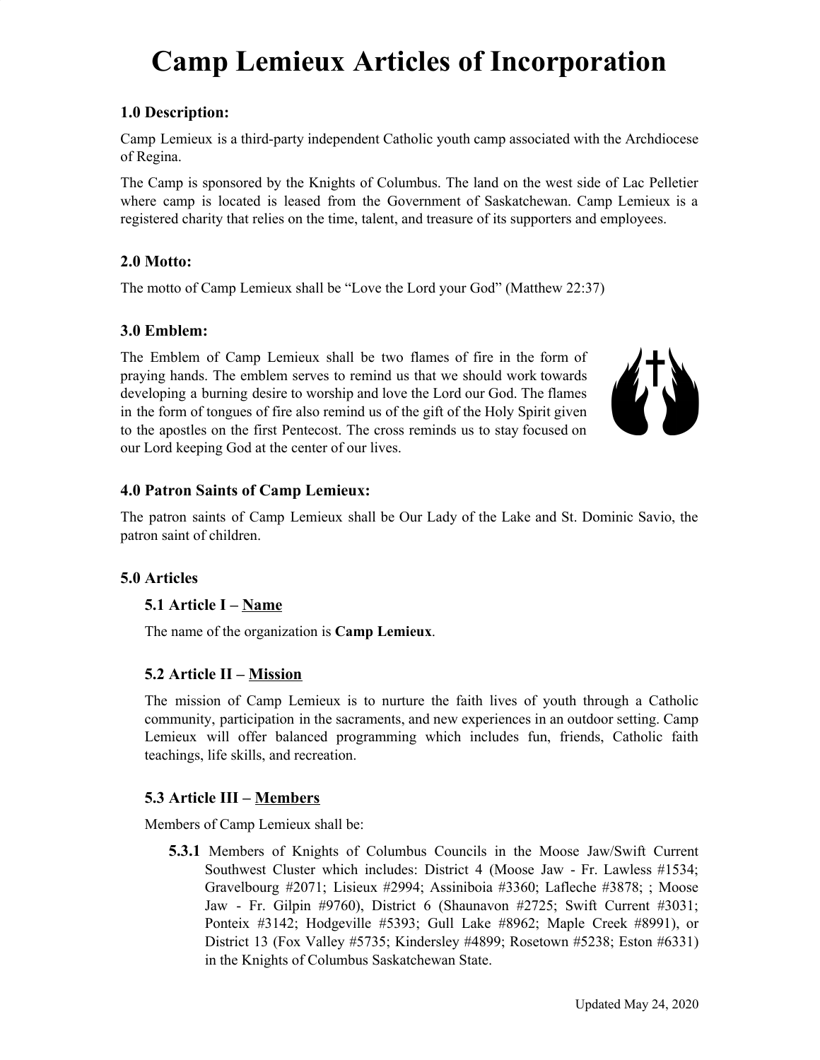# Camp Lemieux Articles of Incorporation

### 1.0 Description:

Camp Lemieux is a third-party independent Catholic youth camp associated with the Archdiocese of Regina.

The Camp is sponsored by the Knights of Columbus. The land on the west side of Lac Pelletier where camp is located is leased from the Government of Saskatchewan. Camp Lemieux is a registered charity that relies on the time, talent, and treasure of its supporters and employees.

### 2.0 Motto:

The motto of Camp Lemieux shall be "Love the Lord your God" (Matthew 22:37)

### 3.0 Emblem:

The Emblem of Camp Lemieux shall be two flames of fire in the form of praying hands. The emblem serves to remind us that we should work towards developing a burning desire to worship and love the Lord our God. The flames in the form of tongues of fire also remind us of the gift of the Holy Spirit given to the apostles on the first Pentecost. The cross reminds us to stay focused on our Lord keeping God at the center of our lives.

### 4.0 Patron Saints of Camp Lemieux:

The patron saints of Camp Lemieux shall be Our Lady of the Lake and St. Dominic Savio, the patron saint of children.

### 5.0 Articles

#### 5.1 Article I – Name

The name of the organization is **Camp Lemieux**.

#### 5.2 Article II – Mission

The mission of Camp Lemieux is to nurture the faith lives of youth through a Catholic community, participation in the sacraments, and new experiences in an outdoor setting. Camp Lemieux will offer balanced programming which includes fun, friends, Catholic faith teachings, life skills, and recreation.

#### 5.3 Article III – Members

Members of Camp Lemieux shall be:

**5.3.1** Members of Knights of Columbus Councils in the Moose Jaw/Swift Current Southwest Cluster which includes: District 4 (Moose Jaw - Fr. Lawless #1534; Gravelbourg #2071; Lisieux #2994; Assiniboia #3360; Lafleche #3878; ; Moose Jaw - Fr. Gilpin #9760), District 6 (Shaunavon #2725; Swift Current #3031; Ponteix #3142; Hodgeville #5393; Gull Lake #8962; Maple Creek #8991), or District 13 (Fox Valley #5735; Kindersley #4899; Rosetown #5238; Eston #6331) in the Knights of Columbus Saskatchewan State.

Updated May 24, 2020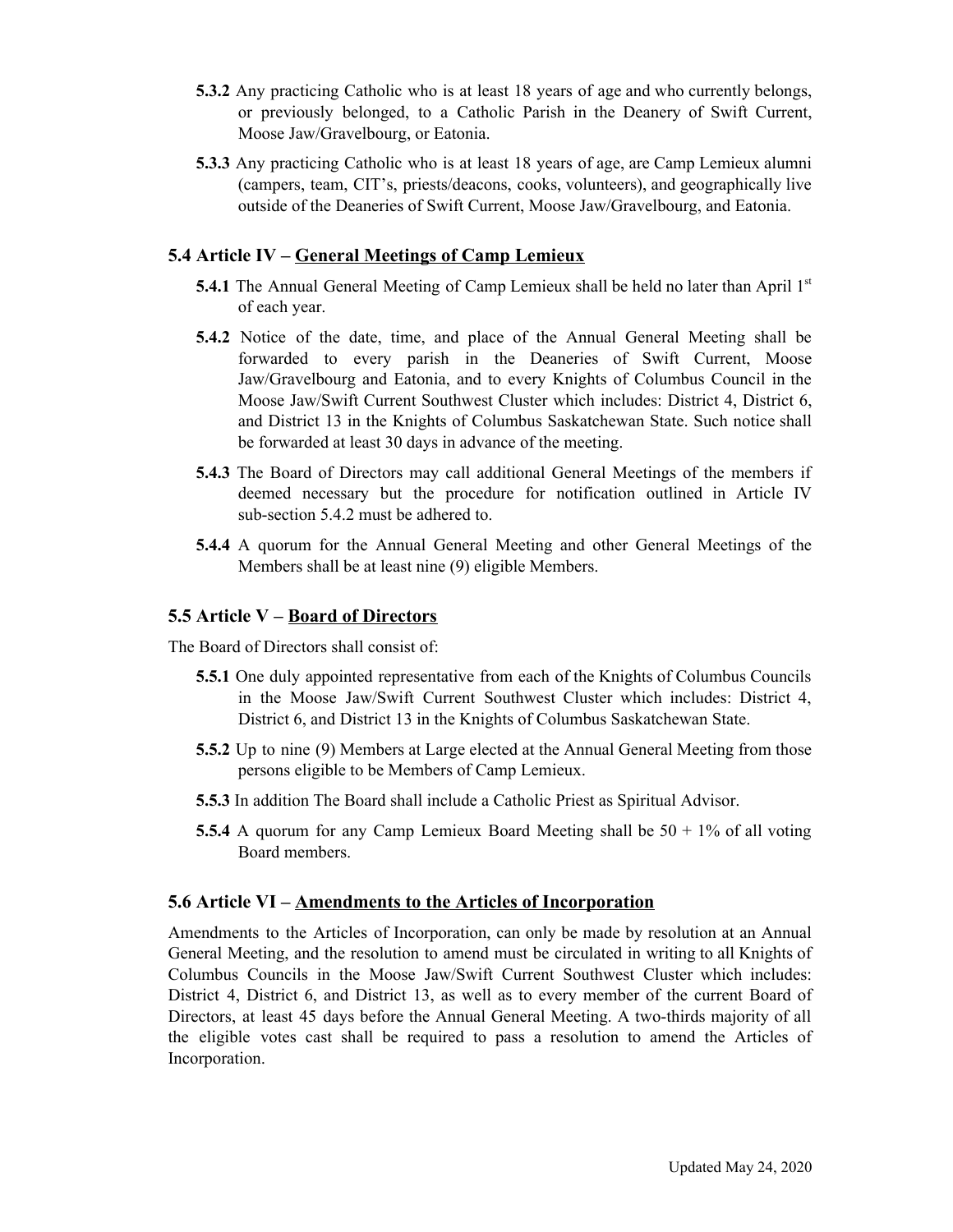**5.3.2** Any practicing Catholic who is at least 18 years of age and who currently belongs, or previously belonged, to a Catholic Parish in the Deanery of Swift Current, Moose Jaw/Gravelbourg, or Eatonia.

**5.3.3** Any practicing Catholic who is at least 18 years of age, are Camp Lemieux alumni (campers, team, CIT's, priests/deacons, cooks, volunteers), and geographically live outside of the Deaneries of Swift Current, Moose Jaw/Gravelbourg, and Eatonia.

### 5.4 Article IV – General Meetings of Camp Lemieux

**5.4.1** The Annual General Meeting of Camp Lemieux shall be held no later than April 1st of each year.

**5.4.2** Notice of the date, time, and place of the Annual General Meeting shall be forwarded to every parish in the Deaneries of Swift Current, Moose Jaw/Gravelbourg and Eatonia, and to every Knights of Columbus Council in the Moose Jaw/Swift Current Southwest Cluster which includes: District 4, District 6, and District 13 in the Knights of Columbus Saskatchewan State. Such notice shall be forwarded at least 30 days in advance of the meeting.

**5.4.3** The Board of Directors may call additional General Meetings of the members if deemed necessary but the procedure for notification outlined in Article IV sub-section 5.4.2 must be adhered to.

**5.4.4** A quorum for the Annual General Meeting and other General Meetings of the Members shall be at least nine (9) eligible Members.

### 5.5 Article V – Board of Directors

The Board of Directors shall consist of:

**5.5.1** One duly appointed representative from each of the Knights of Columbus Councils in the Moose Jaw/Swift Current Southwest Cluster which includes: District 4, District 6, and District 13 in the Knights of Columbus Saskatchewan State.

**5.5.2** Up to nine (9) Members at Large elected at the Annual General Meeting from those persons eligible to be Members of Camp Lemieux.

**5.5.3** In addition The Board shall include a Catholic Priest as Spiritual Advisor.

**5.5.4** A quorum for any Camp Lemieux Board Meeting shall be 50 + 1% of all voting Board members.

### 5.6 Article VI – Amendments to the Articles of Incorporation

Amendments to the Articles of Incorporation, can only be made by resolution at an Annual General Meeting, and the resolution to amend must be circulated in writing to all Knights of Columbus Councils in the Moose Jaw/Swift Current Southwest Cluster which includes: District 4, District 6, and District 13, as well as to every member of the current Board of Directors, at least 45 days before the Annual General Meeting. A two-thirds majority of all the eligible votes cast shall be required to pass a resolution to amend the Articles of Incorporation.

Updated May 24, 2020